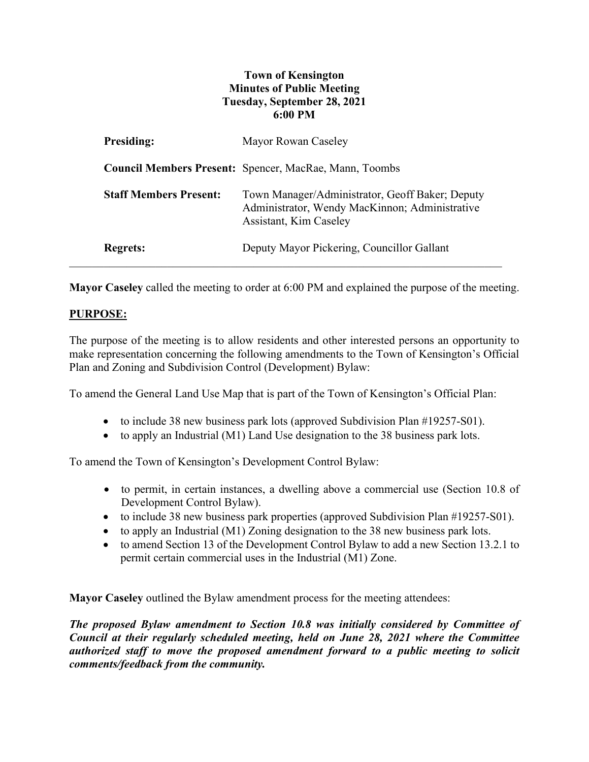**Town of Kensington**
**Minutes of Public Meeting**
**Tuesday, September 28, 2021**
**6:00 PM**

| | |
|---|---|
| **Presiding:** | Mayor Rowan Caseley |
| **Council Members Present:** | Spencer, MacRae, Mann, Toombs |
| **Staff Members Present:** | Town Manager/Administrator, Geoff Baker; Deputy Administrator, Wendy MacKinnon; Administrative Assistant, Kim Caseley |
| **Regrets:** | Deputy Mayor Pickering, Councillor Gallant |

---

**Mayor Caseley** called the meeting to order at 6:00 PM and explained the purpose of the meeting.

## PURPOSE:

The purpose of the meeting is to allow residents and other interested persons an opportunity to make representation concerning the following amendments to the Town of Kensington's Official Plan and Zoning and Subdivision Control (Development) Bylaw:

To amend the General Land Use Map that is part of the Town of Kensington's Official Plan:

- to include 38 new business park lots (approved Subdivision Plan #19257-S01).
- to apply an Industrial (M1) Land Use designation to the 38 business park lots.

To amend the Town of Kensington's Development Control Bylaw:

- to permit, in certain instances, a dwelling above a commercial use (Section 10.8 of Development Control Bylaw).
- to include 38 new business park properties (approved Subdivision Plan #19257-S01).
- to apply an Industrial (M1) Zoning designation to the 38 new business park lots.
- to amend Section 13 of the Development Control Bylaw to add a new Section 13.2.1 to permit certain commercial uses in the Industrial (M1) Zone.

**Mayor Caseley** outlined the Bylaw amendment process for the meeting attendees:

***The proposed Bylaw amendment to Section 10.8 was initially considered by Committee of Council at their regularly scheduled meeting, held on June 28, 2021 where the Committee authorized staff to move the proposed amendment forward to a public meeting to solicit comments/feedback from the community.***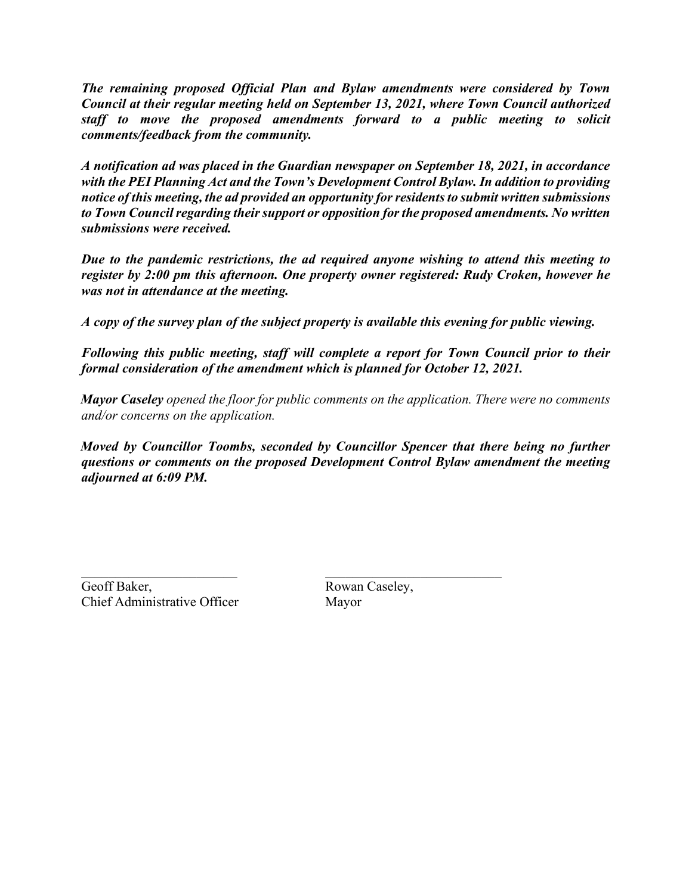***The remaining proposed Official Plan and Bylaw amendments were considered by Town Council at their regular meeting held on September 13, 2021, where Town Council authorized staff to move the proposed amendments forward to a public meeting to solicit comments/feedback from the community.***

***A notification ad was placed in the Guardian newspaper on September 18, 2021, in accordance with the PEI Planning Act and the Town's Development Control Bylaw. In addition to providing notice of this meeting, the ad provided an opportunity for residents to submit written submissions to Town Council regarding their support or opposition for the proposed amendments. No written submissions were received.***

***Due to the pandemic restrictions, the ad required anyone wishing to attend this meeting to register by 2:00 pm this afternoon. One property owner registered: Rudy Croken, however he was not in attendance at the meeting.***

***A copy of the survey plan of the subject property is available this evening for public viewing.***

***Following this public meeting, staff will complete a report for Town Council prior to their formal consideration of the amendment which is planned for October 12, 2021.***

***Mayor Caseley*** *opened the floor for public comments on the application. There were no comments and/or concerns on the application.*

***Moved by Councillor Toombs, seconded by Councillor Spencer that there being no further questions or comments on the proposed Development Control Bylaw amendment the meeting adjourned at 6:09 PM.***

\_\_\_\_\_\_\_\_\_\_\_\_\_\_\_\_\_\_\_\_\_\_\_\_\_
Geoff Baker,
Chief Administrative Officer

\_\_\_\_\_\_\_\_\_\_\_\_\_\_\_\_\_\_\_\_\_\_\_\_\_
Rowan Caseley,
Mayor